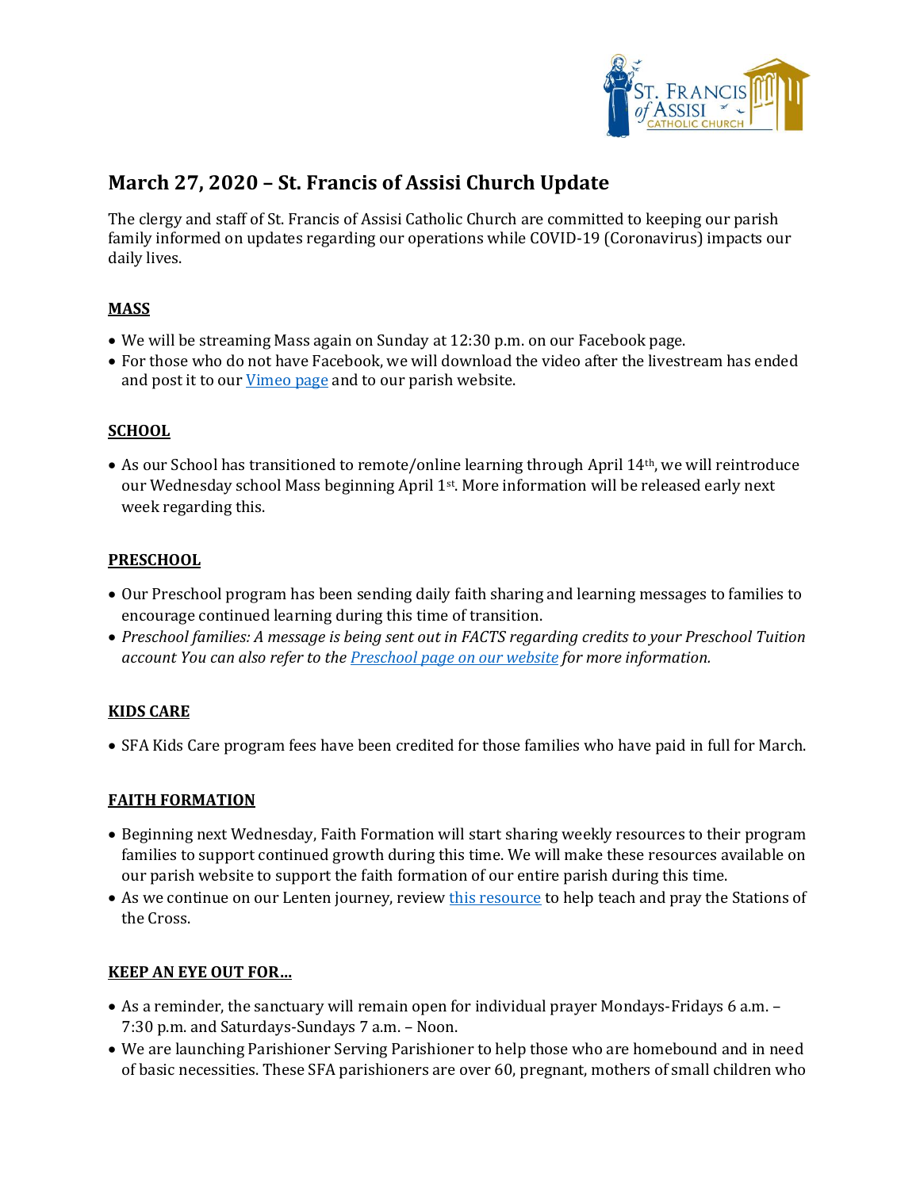# March 27, 2020 – St. Francis of Assisi Church Update

The clergy and staff of St. Francis of Assisi Catholic Church are committed to keeping our parish family informed on updates regarding our operations while COVID-19 (Coronavirus) impacts our daily lives.

## MASS

- We will be streaming Mass again on Sunday at 12:30 p.m. on our Facebook page.
- For those who do not have Facebook, we will download the video after the livestream has ended and post it to our Vimeo page and to our parish website.

## SCHOOL

- As our School has transitioned to remote/online learning through April 14th, we will reintroduce our Wednesday school Mass beginning April 1st. More information will be released early next week regarding this.

## PRESCHOOL

- Our Preschool program has been sending daily faith sharing and learning messages to families to encourage continued learning during this time of transition.
- *Preschool families: A message is being sent out in FACTS regarding credits to your Preschool Tuition account You can also refer to the Preschool page on our website for more information.*

## KIDS CARE

- SFA Kids Care program fees have been credited for those families who have paid in full for March.

## FAITH FORMATION

- Beginning next Wednesday, Faith Formation will start sharing weekly resources to their program families to support continued growth during this time. We will make these resources available on our parish website to support the faith formation of our entire parish during this time.
- As we continue on our Lenten journey, review this resource to help teach and pray the Stations of the Cross.

## KEEP AN EYE OUT FOR…

- As a reminder, the sanctuary will remain open for individual prayer Mondays-Fridays 6 a.m. – 7:30 p.m. and Saturdays-Sundays 7 a.m. – Noon.
- We are launching Parishioner Serving Parishioner to help those who are homebound and in need of basic necessities. These SFA parishioners are over 60, pregnant, mothers of small children who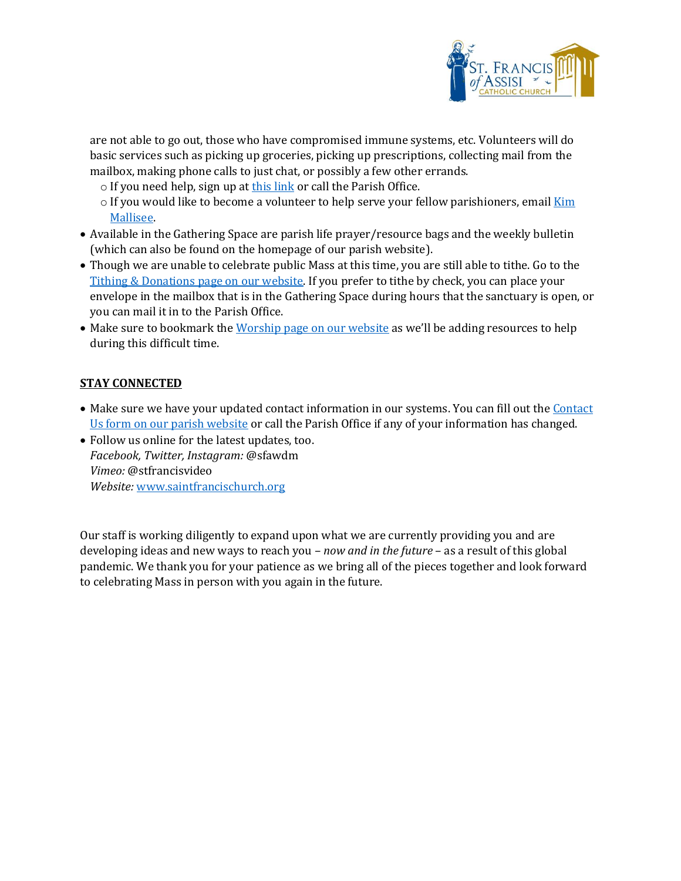are not able to go out, those who have compromised immune systems, etc. Volunteers will do basic services such as picking up groceries, picking up prescriptions, collecting mail from the mailbox, making phone calls to just chat, or possibly a few other errands.
  - If you need help, sign up at this link or call the Parish Office.
  - If you would like to become a volunteer to help serve your fellow parishioners, email Kim Mallisee.
- Available in the Gathering Space are parish life prayer/resource bags and the weekly bulletin (which can also be found on the homepage of our parish website).
- Though we are unable to celebrate public Mass at this time, you are still able to tithe. Go to the Tithing & Donations page on our website. If you prefer to tithe by check, you can place your envelope in the mailbox that is in the Gathering Space during hours that the sanctuary is open, or you can mail it in to the Parish Office.
- Make sure to bookmark the Worship page on our website as we'll be adding resources to help during this difficult time.

**STAY CONNECTED**

- Make sure we have your updated contact information in our systems. You can fill out the Contact Us form on our parish website or call the Parish Office if any of your information has changed.
- Follow us online for the latest updates, too.
  *Facebook, Twitter, Instagram:* @sfawdm
  *Vimeo:* @stfrancisvideo
  *Website:* www.saintfrancischurch.org

Our staff is working diligently to expand upon what we are currently providing you and are developing ideas and new ways to reach you – *now and in the future* – as a result of this global pandemic. We thank you for your patience as we bring all of the pieces together and look forward to celebrating Mass in person with you again in the future.